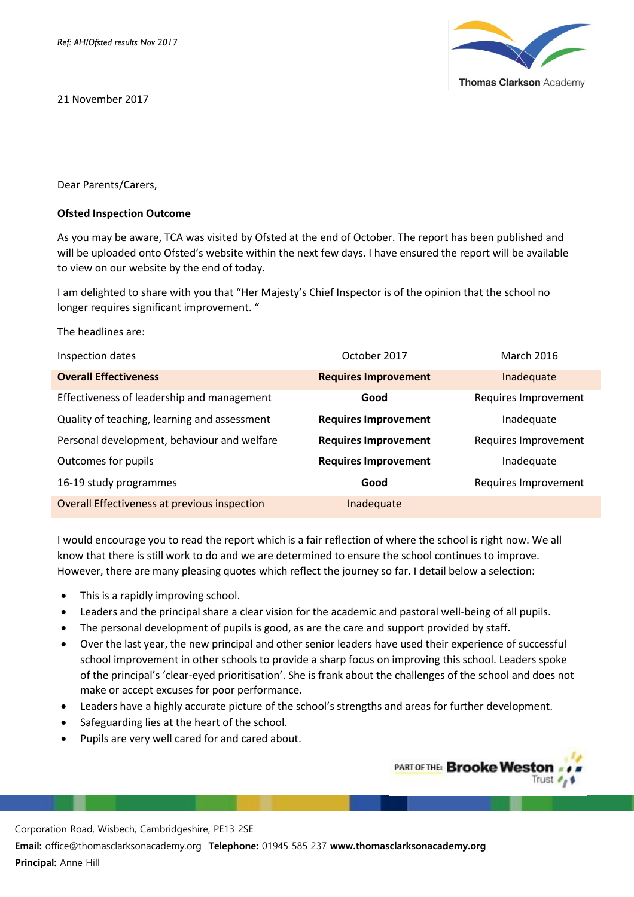*Ref: AH/Ofsted results Nov 2017*

Thomas Clarkson Academy

21 November 2017

Dear Parents/Carers,

**Ofsted Inspection Outcome**

As you may be aware, TCA was visited by Ofsted at the end of October. The report has been published and will be uploaded onto Ofsted's website within the next few days. I have ensured the report will be available to view on our website by the end of today.

I am delighted to share with you that "Her Majesty's Chief Inspector is of the opinion that the school no longer requires significant improvement. "

The headlines are:

| Inspection dates | October 2017 | March 2016 |
|---|---|---|
| **Overall Effectiveness** | **Requires Improvement** | Inadequate |
| Effectiveness of leadership and management | **Good** | Requires Improvement |
| Quality of teaching, learning and assessment | **Requires Improvement** | Inadequate |
| Personal development, behaviour and welfare | **Requires Improvement** | Requires Improvement |
| Outcomes for pupils | **Requires Improvement** | Inadequate |
| 16-19 study programmes | **Good** | Requires Improvement |
| Overall Effectiveness at previous inspection | Inadequate | |

I would encourage you to read the report which is a fair reflection of where the school is right now. We all know that there is still work to do and we are determined to ensure the school continues to improve. However, there are many pleasing quotes which reflect the journey so far. I detail below a selection:

- This is a rapidly improving school.
- Leaders and the principal share a clear vision for the academic and pastoral well-being of all pupils.
- The personal development of pupils is good, as are the care and support provided by staff.
- Over the last year, the new principal and other senior leaders have used their experience of successful school improvement in other schools to provide a sharp focus on improving this school. Leaders spoke of the principal's 'clear-eyed prioritisation'. She is frank about the challenges of the school and does not make or accept excuses for poor performance.
- Leaders have a highly accurate picture of the school's strengths and areas for further development.
- Safeguarding lies at the heart of the school.
- Pupils are very well cared for and cared about.

PART OF THE: **Brooke Weston** Trust

Corporation Road, Wisbech, Cambridgeshire, PE13 2SE
**Email:** office@thomasclarksonacademy.org **Telephone:** 01945 585 237 **www.thomasclarksonacademy.org**
**Principal:** Anne Hill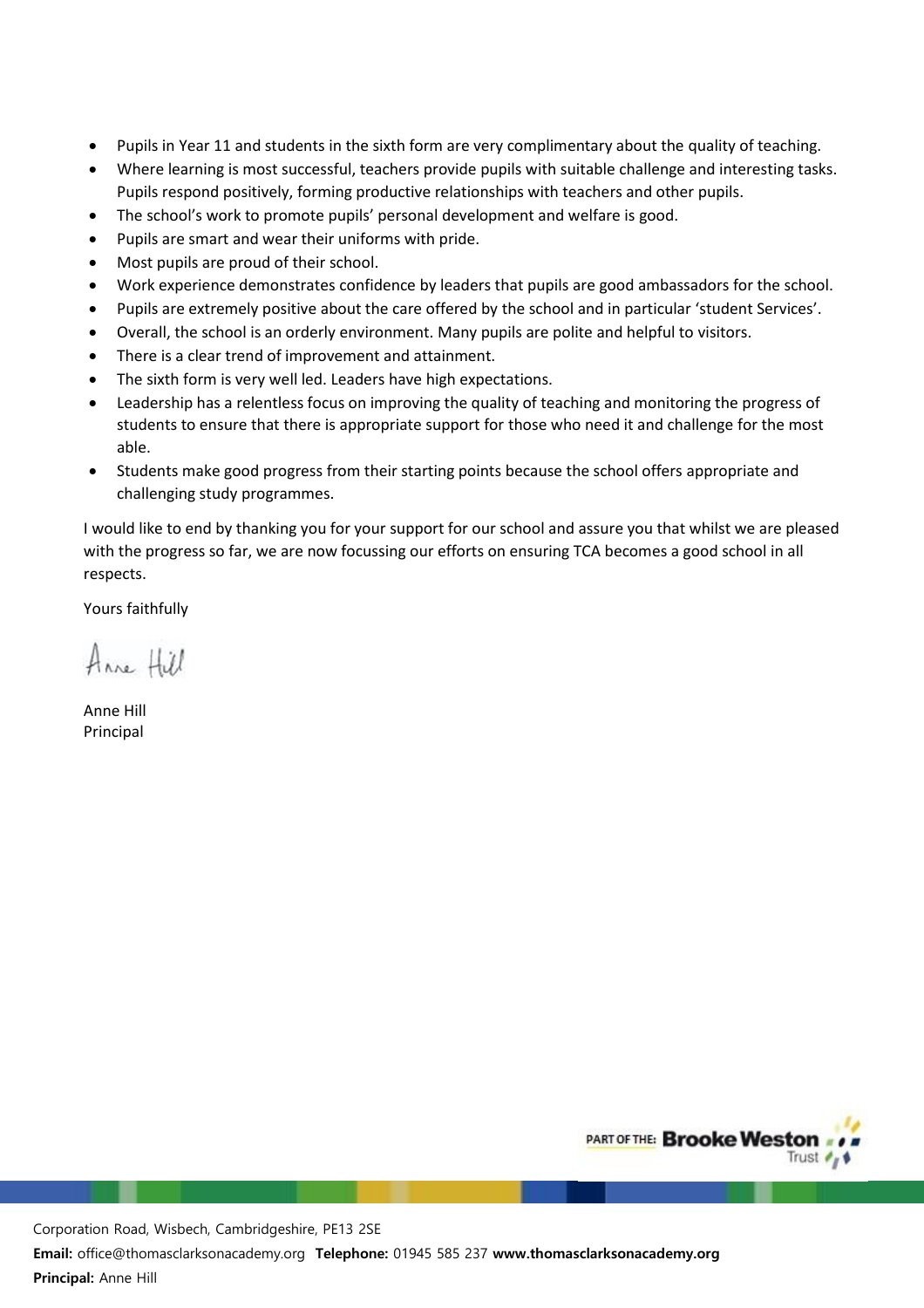- Pupils in Year 11 and students in the sixth form are very complimentary about the quality of teaching.
- Where learning is most successful, teachers provide pupils with suitable challenge and interesting tasks. Pupils respond positively, forming productive relationships with teachers and other pupils.
- The school's work to promote pupils' personal development and welfare is good.
- Pupils are smart and wear their uniforms with pride.
- Most pupils are proud of their school.
- Work experience demonstrates confidence by leaders that pupils are good ambassadors for the school.
- Pupils are extremely positive about the care offered by the school and in particular 'student Services'.
- Overall, the school is an orderly environment. Many pupils are polite and helpful to visitors.
- There is a clear trend of improvement and attainment.
- The sixth form is very well led. Leaders have high expectations.
- Leadership has a relentless focus on improving the quality of teaching and monitoring the progress of students to ensure that there is appropriate support for those who need it and challenge for the most able.
- Students make good progress from their starting points because the school offers appropriate and challenging study programmes.

I would like to end by thanking you for your support for our school and assure you that whilst we are pleased with the progress so far, we are now focussing our efforts on ensuring TCA becomes a good school in all respects.

Yours faithfully

Anne Hill

Anne Hill
Principal

PART OF THE: Brooke Weston Trust

Corporation Road, Wisbech, Cambridgeshire, PE13 2SE
**Email:** office@thomasclarksonacademy.org **Telephone:** 01945 585 237 **www.thomasclarksonacademy.org**
**Principal:** Anne Hill